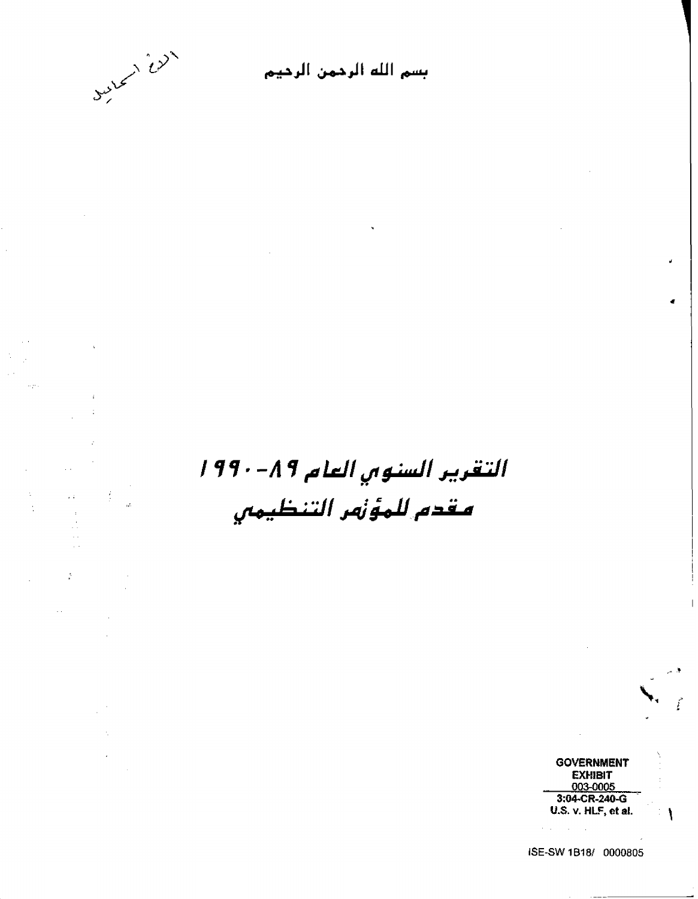الأخ إسماعيل

بسم الله الرحمن الرحيم

# التقرير السنوي العام ٨٩-١٩٩٠

# مقدم للمؤتمر التنظيمي

GOVERNMENT EXHIBIT
003-0005
3:04-CR-240-G
U.S. v. HLF, et al.

ISE-SW 1B18/ 0000805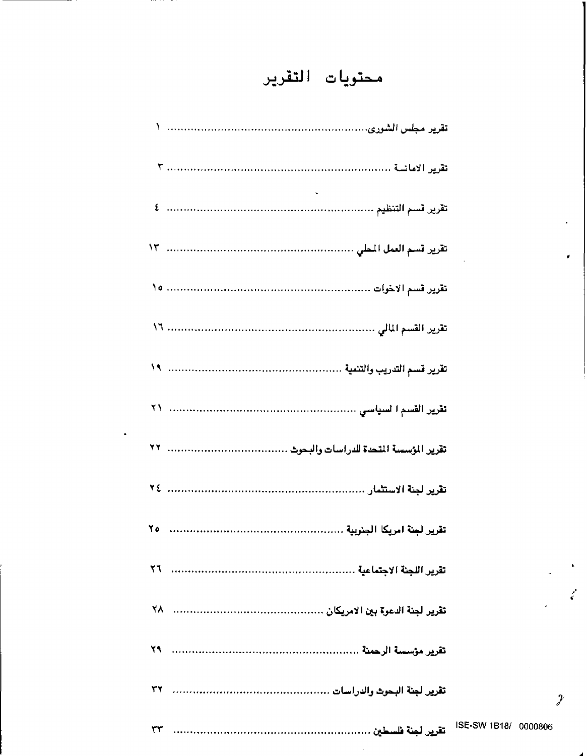# محتويات التقرير

| | |
|---|---|
| تقرير مجلس الشورى | ١ |
| تقرير الامانـة | ٣ |
| تقرير قسم التنظيم | ٤ |
| تقرير قسم العمل المحلي | ١٣ |
| تقرير قسم الاخوات | ١٥ |
| تقرير القسم المالي | ١٦ |
| تقرير قسم التدريب والتنمية | ١٩ |
| تقرير القسم ا لسياسي | ٢١ |
| تقرير المؤسسة المتحدة للدراسات والبحوث | ٢٢ |
| تقرير لجنة الاستثمار | ٢٤ |
| تقرير لجنة امريكا الجنوبية | ٢٥ |
| تقرير اللجنة الاجتماعية | ٢٦ |
| تقرير لجنة الدعوة بين الامريكان | ٢٨ |
| تقرير مؤسسة الرحمة | ٢٩ |
| تقرير لجنة البحوث والدراسات | ٣٢ |
| تقرير لجنة فلسطين | ٣٣ |

ISE-SW 1B18/ 0000806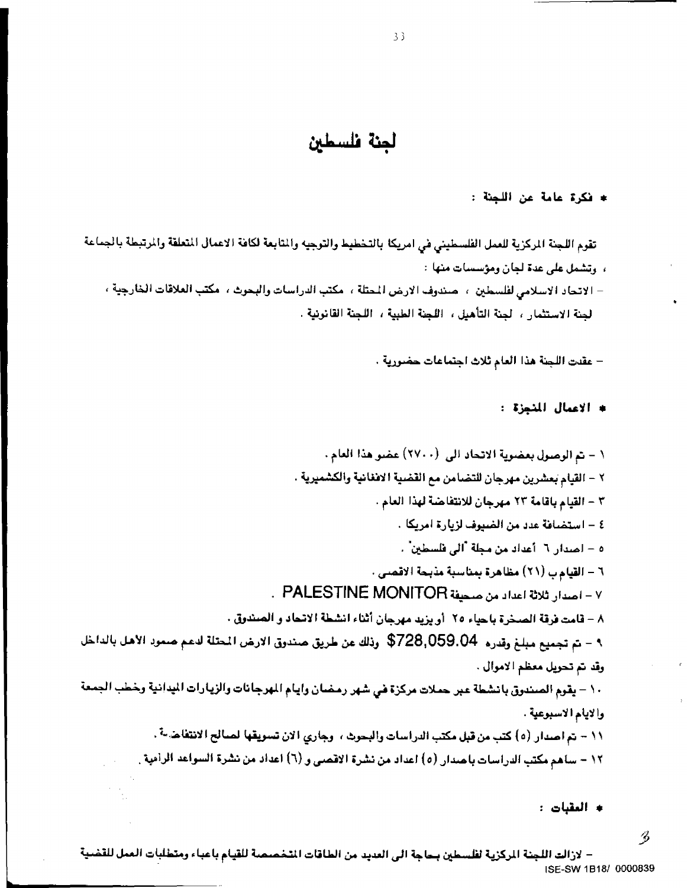# لجنة فلسطين

* فكرة عامة عن اللجنة :

تقوم اللجنة المركزية للعمل الفلسطيني في امريكا بالتخطيط والتوجيه والمتابعة لكافة الاعمال المتعلقة والمرتبطة بالجماعة ، وتشمل على عدة لجان ومؤسسات منها :

- الاتحاد الاسلامي لفلسطين ، صندوق الارض المحتلة ، مكتب الدراسات والبحوث ، مكتب العلاقات الخارجية ، لجنة الاستثمار ، لجنة التأهيل ، اللجنة الطبية ، اللجنة القانونية .

- عقدت اللجنة هذا العام ثلاث اجتماعات حضورية .

* الاعمال المنجزة :

١ – تم الوصول بعضوية الاتحاد الى (٢٧٠٠) عضو هذا العام .
٢ – القيام بعشرين مهرجان للتضامن مع القضية الافغانية والكشميرية .
٣ – القيام باقامة ٢٣ مهرجان للانتفاضة لهذا العام .
٤ – استضافة عدد من الضيوف لزيارة امريكا .
٥ – اصدار ٦ أعداد من مجلة "الى فلسطين" .
٦ – القيام ب (٢١) مظاهرة بمناسبة مذبحة الاقصى .
٧ – اصدار ثلاثة اعداد من صحيفة PALESTINE MONITOR .
٨ – قامت فرقة الصخرة باحياء ٢٥ أو يزيد مهرجان أثناء انشطة الاتحاد و الصندوق .
٩ – تم تجميع مبلغ وقدره $728,059.04 وذلك عن طريق صندوق الارض المحتلة لدعم صمود الأهل بالداخل وقد تم تحويل معظم الاموال .
١٠ – يقوم الصندوق بانشطة عبر حملات مركزة في شهر رمضان وايام المهرجانات والزيارات الميدانية وخطب الجمعة والايام الاسبوعية .
١١ – تم اصدار (٥) كتب من قبل مكتب الدراسات والبحوث ، وجاري الان تسويقها لصالح الانتفاضة .
١٢ – ساهم مكتب الدراسات باصدار (٥) اعداد من نشرة الاقصى و (٦) اعداد من نشرة السواعد الرامية .

* العقبات :

– لازالت اللجنة المركزية لفلسطين بحاجة الى العديد من الطاقات المتخصصة للقيام باعباء ومتطلبات العمل للقضية

ISE-SW 1B18/ 0000839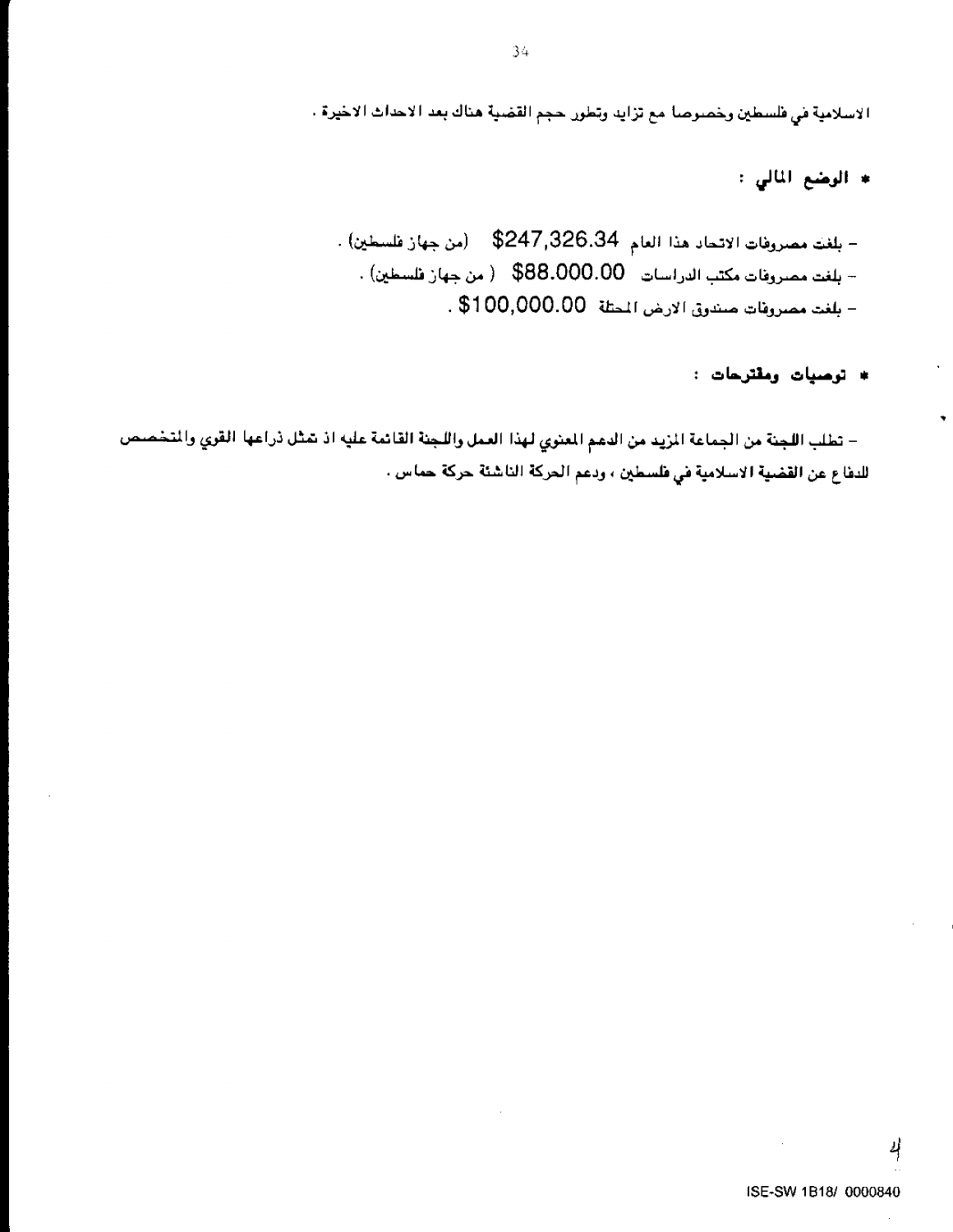الاسلامية في فلسطين وخصوصا مع تزايد وتطور حجم القضية هناك بعد الاحداث الاخيرة .

* **الوضع المالي :**

- بلغت مصروفات الاتحاد هذا العام $247,326.34 (من جهاز فلسطين) .
- بلغت مصروفات مكتب الدراسات $88.000.00 ( من جهاز فلسطين) .
- بلغت مصروفات صندوق الارض المحتلة $100,000.00 .

* **توصيات ومقترحات :**

- تطلب اللجنة من الجماعة المزيد من الدعم المعنوي لهذا العمل واللجنة القائمة عليه اذ تمثل ذراعها القوي والمتخصص للدفاع عن القضية الاسلامية في فلسطين ، ودعم الحركة الناشئة حركة حماس .

ISE-SW 1B18/ 0000840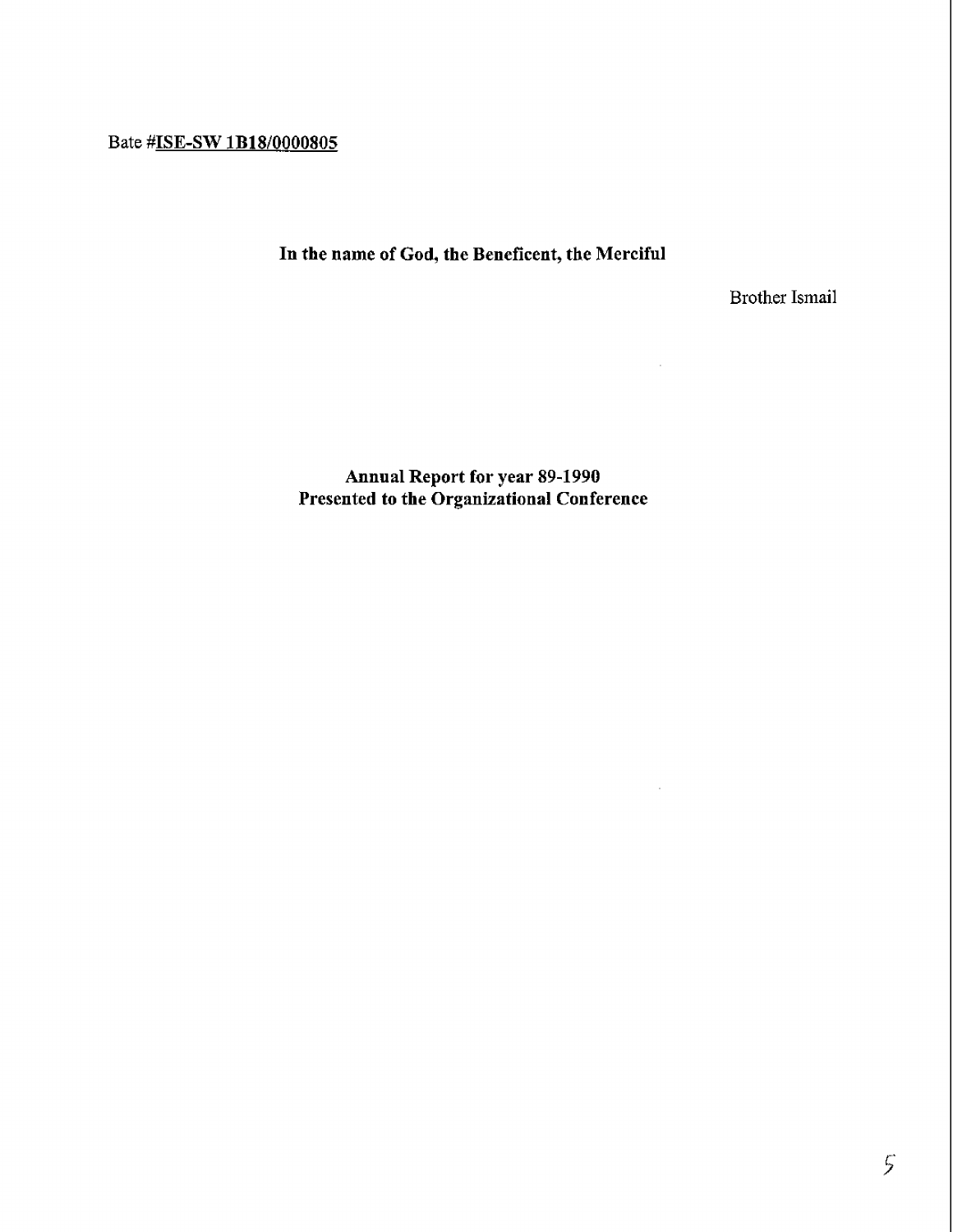Bate #**ISE-SW 1B18/0000805**

**In the name of God, the Beneficent, the Merciful**

Brother Ismail

**Annual Report for year 89-1990**
**Presented to the Organizational Conference**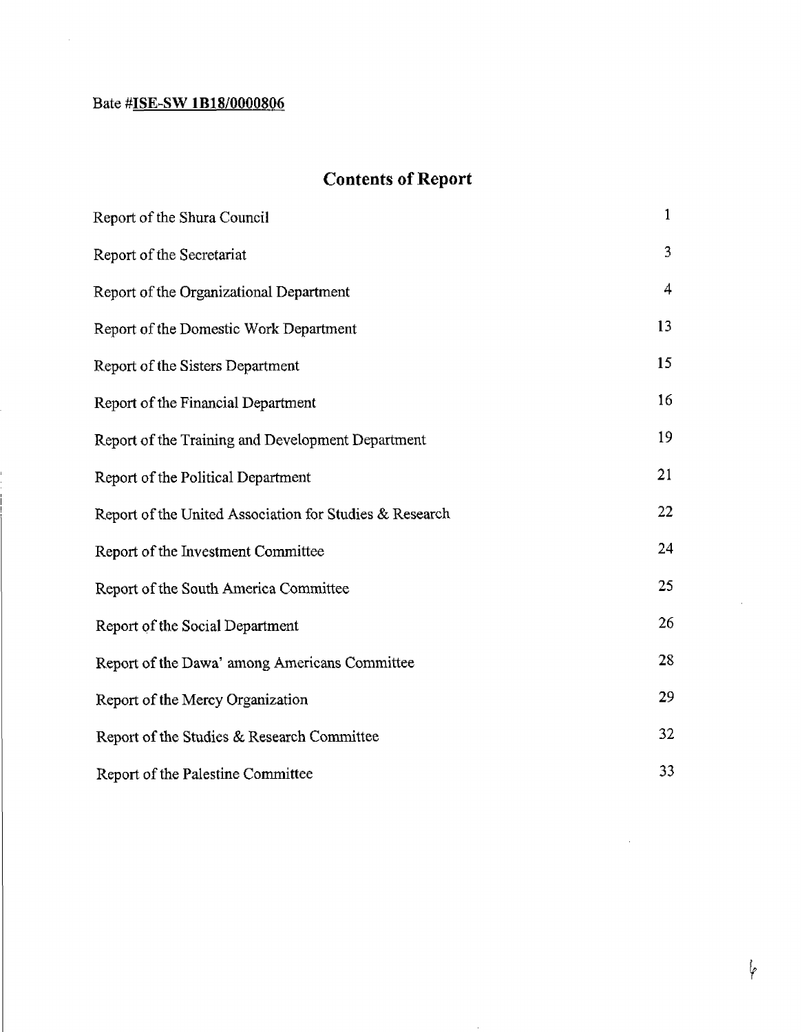Bate #**ISE-SW 1B18/0000806**

# Contents of Report

| | |
|---|---|
| Report of the Shura Council | 1 |
| Report of the Secretariat | 3 |
| Report of the Organizational Department | 4 |
| Report of the Domestic Work Department | 13 |
| Report of the Sisters Department | 15 |
| Report of the Financial Department | 16 |
| Report of the Training and Development Department | 19 |
| Report of the Political Department | 21 |
| Report of the United Association for Studies & Research | 22 |
| Report of the Investment Committee | 24 |
| Report of the South America Committee | 25 |
| Report of the Social Department | 26 |
| Report of the Dawa' among Americans Committee | 28 |
| Report of the Mercy Organization | 29 |
| Report of the Studies & Research Committee | 32 |
| Report of the Palestine Committee | 33 |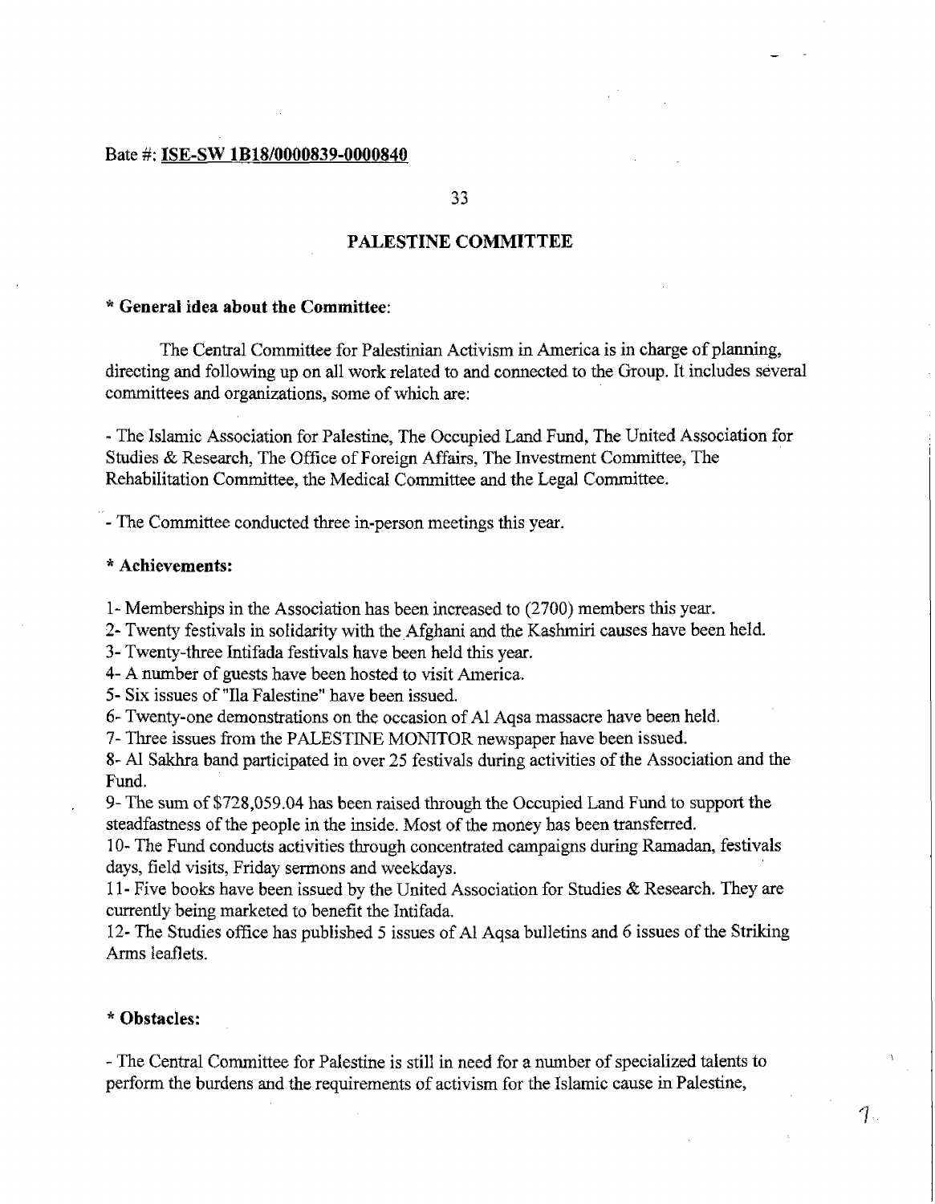Bate #: **ISE-SW 1B18/0000839-0000840**

33

## PALESTINE COMMITTEE

**\* General idea about the Committee**:

The Central Committee for Palestinian Activism in America is in charge of planning, directing and following up on all work related to and connected to the Group. It includes several committees and organizations, some of which are:

- The Islamic Association for Palestine, The Occupied Land Fund, The United Association for Studies & Research, The Office of Foreign Affairs, The Investment Committee, The Rehabilitation Committee, the Medical Committee and the Legal Committee.

- The Committee conducted three in-person meetings this year.

**\* Achievements:**

1- Memberships in the Association has been increased to (2700) members this year.
2- Twenty festivals in solidarity with the Afghani and the Kashmiri causes have been held.
3- Twenty-three Intifada festivals have been held this year.
4- A number of guests have been hosted to visit America.
5- Six issues of "Ila Falestine" have been issued.
6- Twenty-one demonstrations on the occasion of Al Aqsa massacre have been held.
7- Three issues from the PALESTINE MONITOR newspaper have been issued.
8- Al Sakhra band participated in over 25 festivals during activities of the Association and the Fund.
9- The sum of $728,059.04 has been raised through the Occupied Land Fund to support the steadfastness of the people in the inside. Most of the money has been transferred.
10- The Fund conducts activities through concentrated campaigns during Ramadan, festivals days, field visits, Friday sermons and weekdays.
11- Five books have been issued by the United Association for Studies & Research. They are currently being marketed to benefit the Intifada.
12- The Studies office has published 5 issues of Al Aqsa bulletins and 6 issues of the Striking Arms leaflets.

**\* Obstacles:**

- The Central Committee for Palestine is still in need for a number of specialized talents to perform the burdens and the requirements of activism for the Islamic cause in Palestine,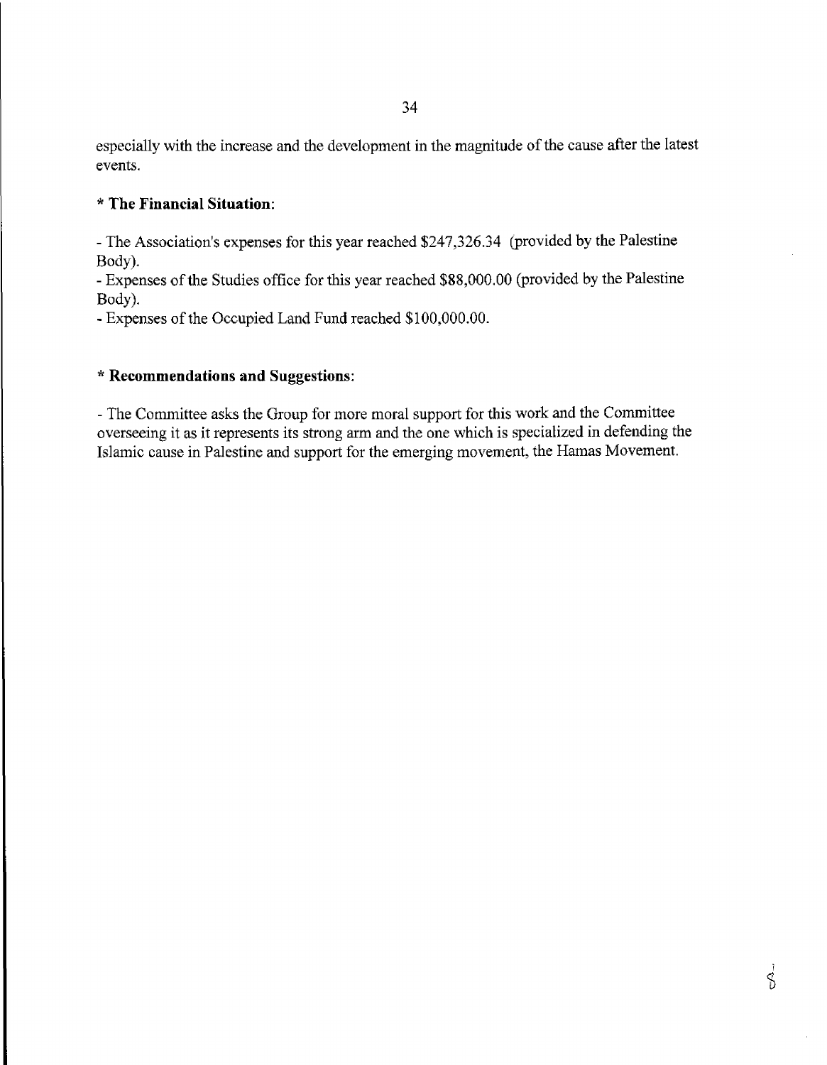especially with the increase and the development in the magnitude of the cause after the latest events.

**\* The Financial Situation**:

- The Association's expenses for this year reached $247,326.34 (provided by the Palestine Body).
- Expenses of the Studies office for this year reached $88,000.00 (provided by the Palestine Body).
- Expenses of the Occupied Land Fund reached $100,000.00.

**\* Recommendations and Suggestions**:

- The Committee asks the Group for more moral support for this work and the Committee overseeing it as it represents its strong arm and the one which is specialized in defending the Islamic cause in Palestine and support for the emerging movement, the Hamas Movement.